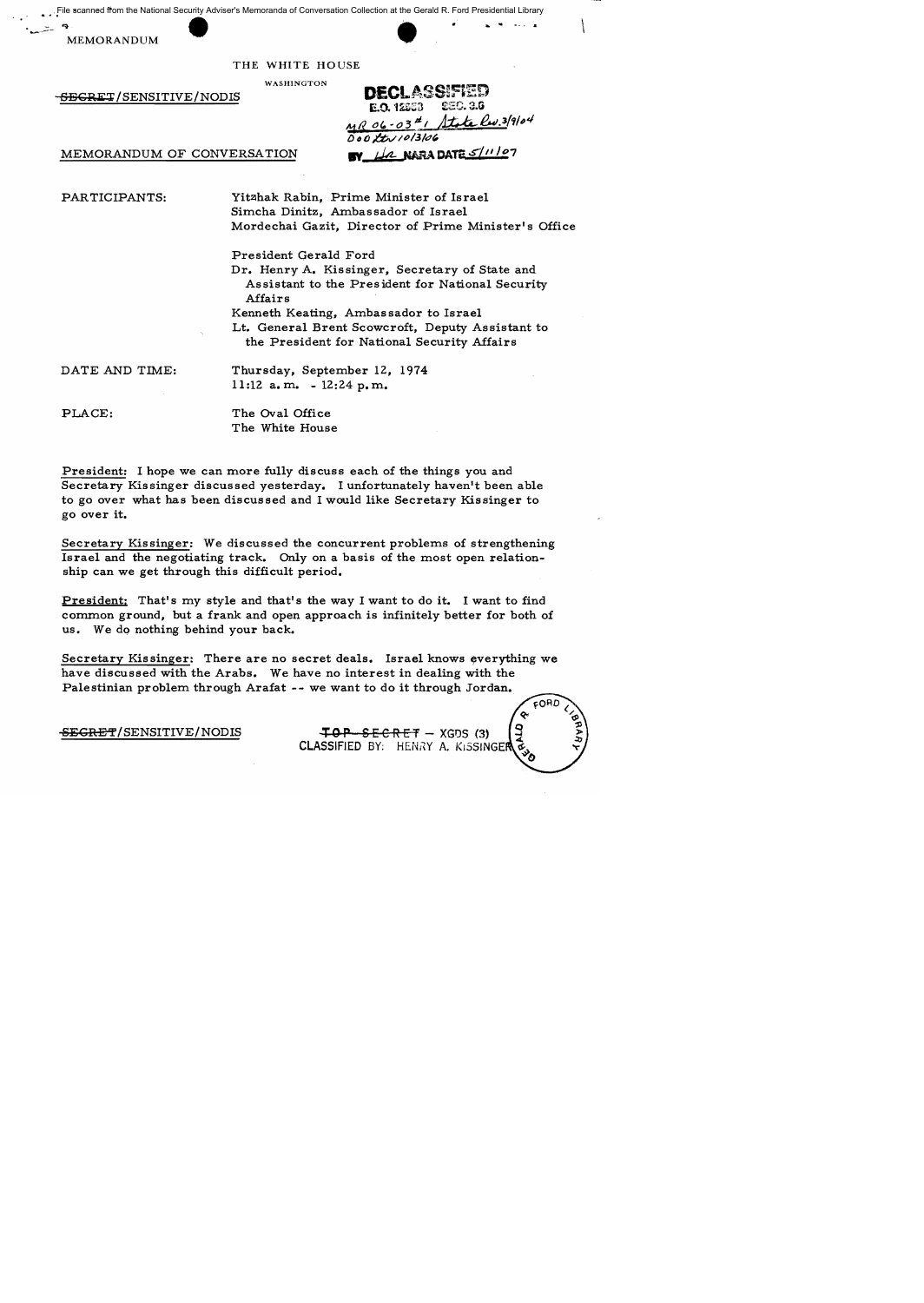File scanned from the National Security Adviser's Memoranda of Conversation Collection at the Gerald R. Ford Presidential Library

MEMORANDUM

THE WHITE HOUSE

WASHINGTON

~~SECRET~~/SENSITIVE/NODIS

DECLASSIFIED
E.O. 12958 SEC. 3.6
MR 06-03 #1 State ltr. 3/9/04
DOD ltr 10/3/06
BY [initials] NARA DATE 5/11/07

MEMORANDUM OF CONVERSATION

PARTICIPANTS:

Yitzhak Rabin, Prime Minister of Israel
Simcha Dinitz, Ambassador of Israel
Mordechai Gazit, Director of Prime Minister's Office

President Gerald Ford
Dr. Henry A. Kissinger, Secretary of State and Assistant to the President for National Security Affairs
Kenneth Keating, Ambassador to Israel
Lt. General Brent Scowcroft, Deputy Assistant to the President for National Security Affairs

DATE AND TIME: Thursday, September 12, 1974
11:12 a.m. - 12:24 p.m.

PLACE: The Oval Office
The White House

President: I hope we can more fully discuss each of the things you and Secretary Kissinger discussed yesterday. I unfortunately haven't been able to go over what has been discussed and I would like Secretary Kissinger to go over it.

Secretary Kissinger: We discussed the concurrent problems of strengthening Israel and the negotiating track. Only on a basis of the most open relationship can we get through this difficult period.

President: That's my style and that's the way I want to do it. I want to find common ground, but a frank and open approach is infinitely better for both of us. We do nothing behind your back.

Secretary Kissinger: There are no secret deals. Israel knows everything we have discussed with the Arabs. We have no interest in dealing with the Palestinian problem through Arafat -- we want to do it through Jordan.

~~SECRET~~/SENSITIVE/NODIS

~~TOP SECRET~~ – XGDS (3)
CLASSIFIED BY: HENRY A. KISSINGER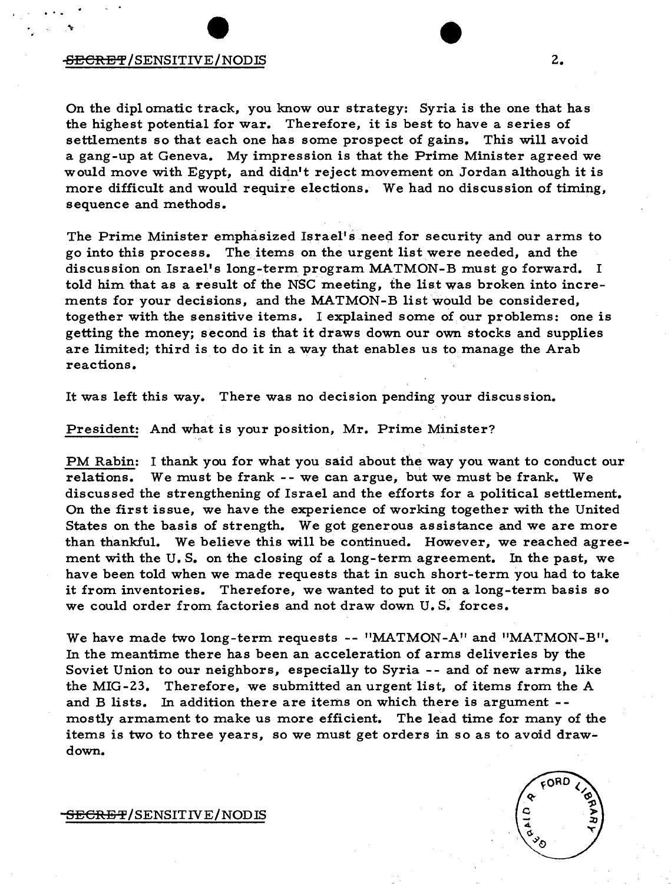On the diplomatic track, you know our strategy: Syria is the one that has the highest potential for war. Therefore, it is best to have a series of settlements so that each one has some prospect of gains. This will avoid a gang-up at Geneva. My impression is that the Prime Minister agreed we would move with Egypt, and didn't reject movement on Jordan although it is more difficult and would require elections. We had no discussion of timing, sequence and methods.

The Prime Minister emphasized Israel's need for security and our arms to go into this process. The items on the urgent list were needed, and the discussion on Israel's long-term program MATMON-B must go forward. I told him that as a result of the NSC meeting, the list was broken into increments for your decisions, and the MATMON-B list would be considered, together with the sensitive items. I explained some of our problems: one is getting the money; second is that it draws down our own stocks and supplies are limited; third is to do it in a way that enables us to manage the Arab reactions.

It was left this way. There was no decision pending your discussion.

President: And what is your position, Mr. Prime Minister?

PM Rabin: I thank you for what you said about the way you want to conduct our relations. We must be frank -- we can argue, but we must be frank. We discussed the strengthening of Israel and the efforts for a political settlement. On the first issue, we have the experience of working together with the United States on the basis of strength. We got generous assistance and we are more than thankful. We believe this will be continued. However, we reached agreement with the U.S. on the closing of a long-term agreement. In the past, we have been told when we made requests that in such short-term you had to take it from inventories. Therefore, we wanted to put it on a long-term basis so we could order from factories and not draw down U.S. forces.

We have made two long-term requests -- "MATMON-A" and "MATMON-B". In the meantime there has been an acceleration of arms deliveries by the Soviet Union to our neighbors, especially to Syria -- and of new arms, like the MIG-23. Therefore, we submitted an urgent list, of items from the A and B lists. In addition there are items on which there is argument -- mostly armament to make us more efficient. The lead time for many of the items is two to three years, so we must get orders in so as to avoid draw-down.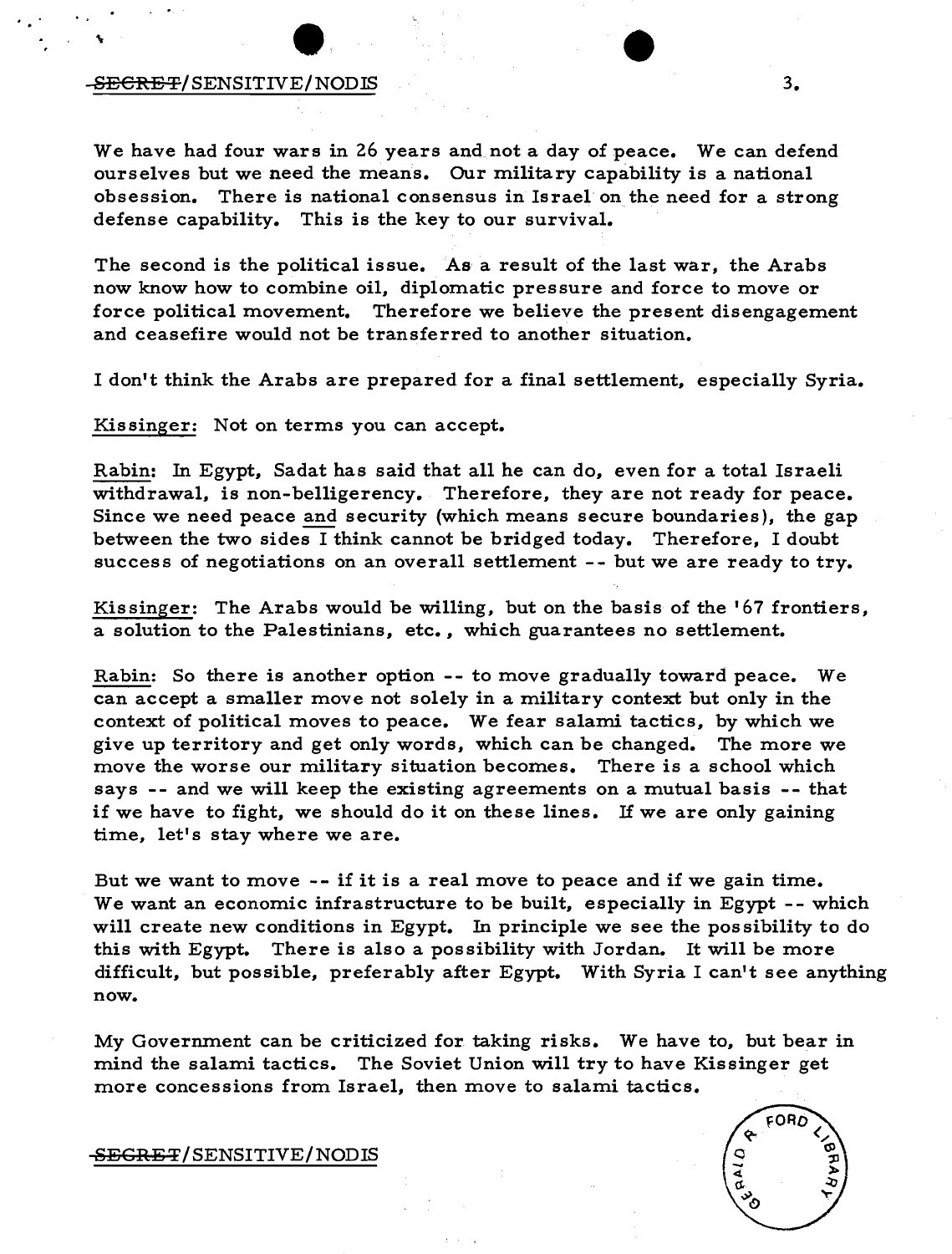We have had four wars in 26 years and not a day of peace. We can defend ourselves but we need the means. Our military capability is a national obsession. There is national consensus in Israel on the need for a strong defense capability. This is the key to our survival.

The second is the political issue. As a result of the last war, the Arabs now know how to combine oil, diplomatic pressure and force to move or force political movement. Therefore we believe the present disengagement and ceasefire would not be transferred to another situation.

I don't think the Arabs are prepared for a final settlement, especially Syria.

Kissinger: Not on terms you can accept.

Rabin: In Egypt, Sadat has said that all he can do, even for a total Israeli withdrawal, is non-belligerency. Therefore, they are not ready for peace. Since we need peace and security (which means secure boundaries), the gap between the two sides I think cannot be bridged today. Therefore, I doubt success of negotiations on an overall settlement -- but we are ready to try.

Kissinger: The Arabs would be willing, but on the basis of the '67 frontiers, a solution to the Palestinians, etc., which guarantees no settlement.

Rabin: So there is another option -- to move gradually toward peace. We can accept a smaller move not solely in a military context but only in the context of political moves to peace. We fear salami tactics, by which we give up territory and get only words, which can be changed. The more we move the worse our military situation becomes. There is a school which says -- and we will keep the existing agreements on a mutual basis -- that if we have to fight, we should do it on these lines. If we are only gaining time, let's stay where we are.

But we want to move -- if it is a real move to peace and if we gain time. We want an economic infrastructure to be built, especially in Egypt -- which will create new conditions in Egypt. In principle we see the possibility to do this with Egypt. There is also a possibility with Jordan. It will be more difficult, but possible, preferably after Egypt. With Syria I can't see anything now.

My Government can be criticized for taking risks. We have to, but bear in mind the salami tactics. The Soviet Union will try to have Kissinger get more concessions from Israel, then move to salami tactics.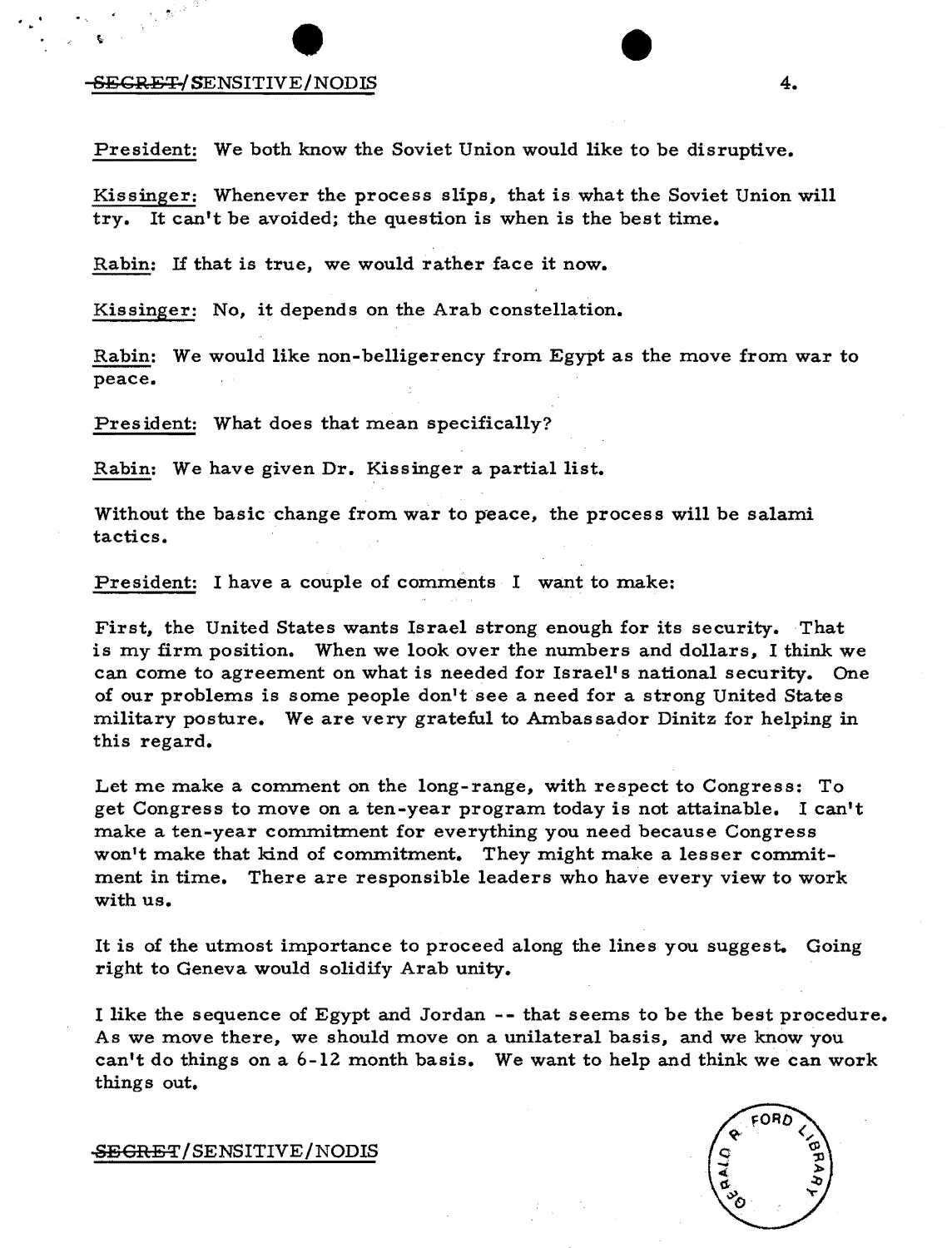President: We both know the Soviet Union would like to be disruptive.

Kissinger: Whenever the process slips, that is what the Soviet Union will try. It can't be avoided; the question is when is the best time.

Rabin: If that is true, we would rather face it now.

Kissinger: No, it depends on the Arab constellation.

Rabin: We would like non-belligerency from Egypt as the move from war to peace.

President: What does that mean specifically?

Rabin: We have given Dr. Kissinger a partial list.

Without the basic change from war to peace, the process will be salami tactics.

President: I have a couple of comments I want to make:

First, the United States wants Israel strong enough for its security. That is my firm position. When we look over the numbers and dollars, I think we can come to agreement on what is needed for Israel's national security. One of our problems is some people don't see a need for a strong United States military posture. We are very grateful to Ambassador Dinitz for helping in this regard.

Let me make a comment on the long-range, with respect to Congress: To get Congress to move on a ten-year program today is not attainable. I can't make a ten-year commitment for everything you need because Congress won't make that kind of commitment. They might make a lesser commitment in time. There are responsible leaders who have every view to work with us.

It is of the utmost importance to proceed along the lines you suggest. Going right to Geneva would solidify Arab unity.

I like the sequence of Egypt and Jordan -- that seems to be the best procedure. As we move there, we should move on a unilateral basis, and we know you can't do things on a 6-12 month basis. We want to help and think we can work things out.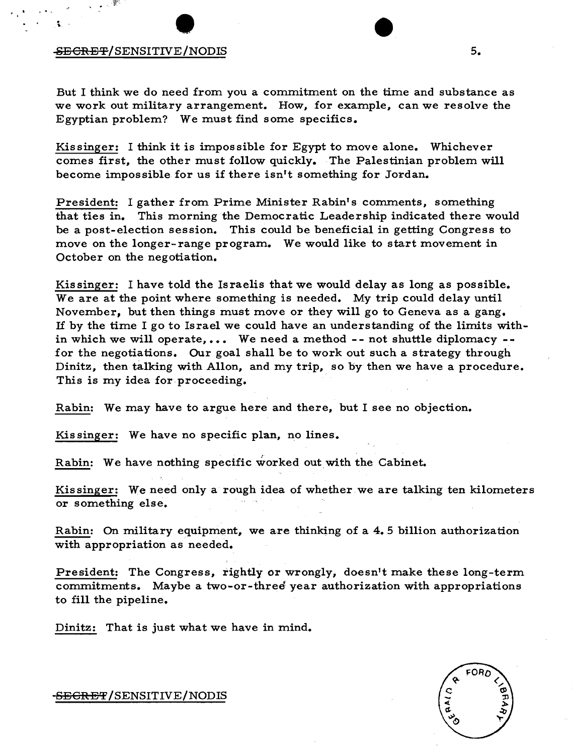But I think we do need from you a commitment on the time and substance as we work out military arrangement. How, for example, can we resolve the Egyptian problem? We must find some specifics.

Kissinger: I think it is impossible for Egypt to move alone. Whichever comes first, the other must follow quickly. The Palestinian problem will become impossible for us if there isn't something for Jordan.

President: I gather from Prime Minister Rabin's comments, something that ties in. This morning the Democratic Leadership indicated there would be a post-election session. This could be beneficial in getting Congress to move on the longer-range program. We would like to start movement in October on the negotiation.

Kissinger: I have told the Israelis that we would delay as long as possible. We are at the point where something is needed. My trip could delay until November, but then things must move or they will go to Geneva as a gang. If by the time I go to Israel we could have an understanding of the limits within which we will operate,... We need a method -- not shuttle diplomacy -- for the negotiations. Our goal shall be to work out such a strategy through Dinitz, then talking with Allon, and my trip, so by then we have a procedure. This is my idea for proceeding.

Rabin: We may have to argue here and there, but I see no objection.

Kissinger: We have no specific plan, no lines.

Rabin: We have nothing specific worked out with the Cabinet.

Kissinger: We need only a rough idea of whether we are talking ten kilometers or something else.

Rabin: On military equipment, we are thinking of a 4.5 billion authorization with appropriation as needed.

President: The Congress, rightly or wrongly, doesn't make these long-term commitments. Maybe a two-or-three year authorization with appropriations to fill the pipeline.

Dinitz: That is just what we have in mind.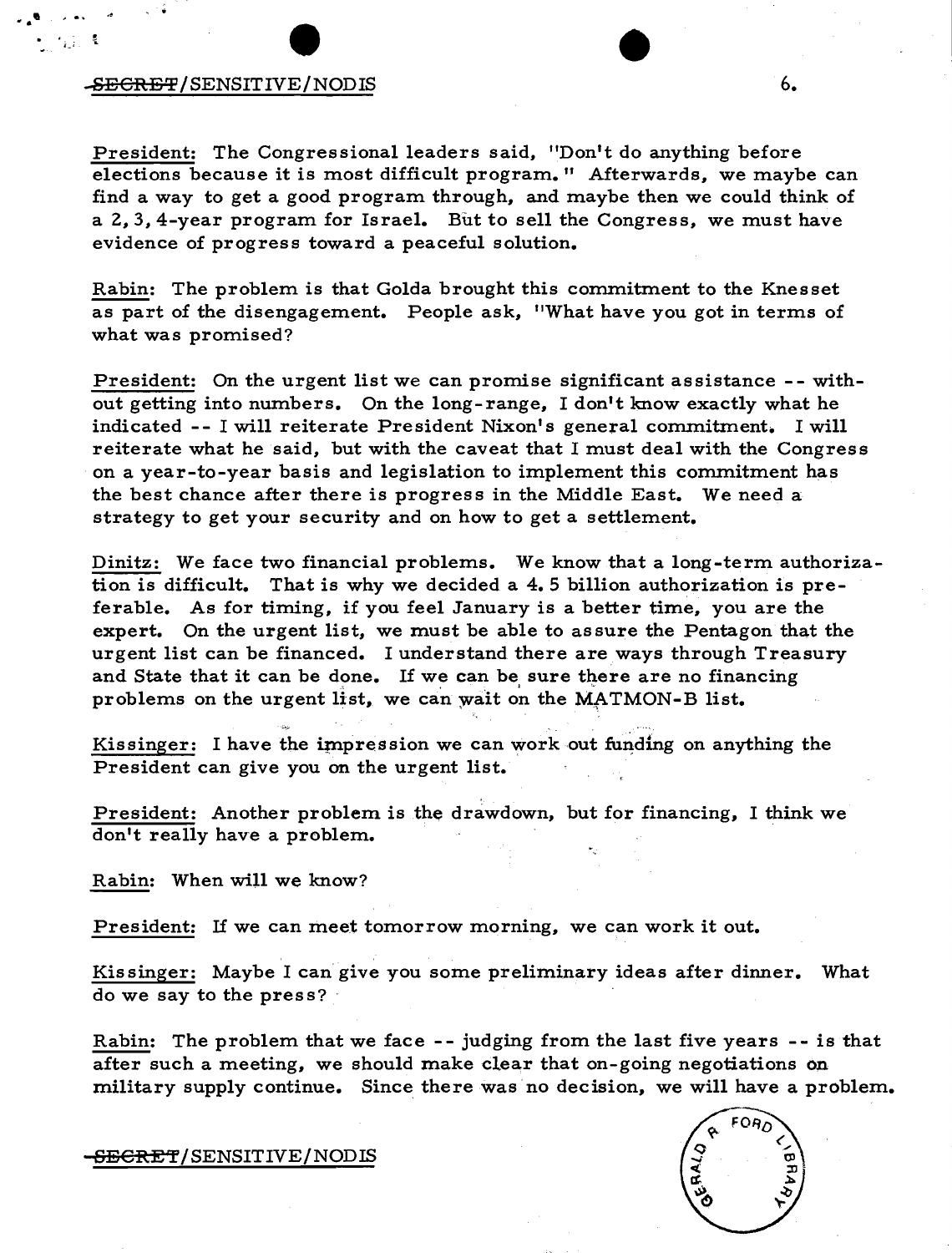**President:** The Congressional leaders said, "Don't do anything before elections because it is most difficult program." Afterwards, we maybe can find a way to get a good program through, and maybe then we could think of a 2, 3, 4-year program for Israel. But to sell the Congress, we must have evidence of progress toward a peaceful solution.

**Rabin:** The problem is that Golda brought this commitment to the Knesset as part of the disengagement. People ask, "What have you got in terms of what was promised?

**President:** On the urgent list we can promise significant assistance -- without getting into numbers. On the long-range, I don't know exactly what he indicated -- I will reiterate President Nixon's general commitment. I will reiterate what he said, but with the caveat that I must deal with the Congress on a year-to-year basis and legislation to implement this commitment has the best chance after there is progress in the Middle East. We need a strategy to get your security and on how to get a settlement.

**Dinitz:** We face two financial problems. We know that a long-term authorization is difficult. That is why we decided a 4.5 billion authorization is preferable. As for timing, if you feel January is a better time, you are the expert. On the urgent list, we must be able to assure the Pentagon that the urgent list can be financed. I understand there are ways through Treasury and State that it can be done. If we can be sure there are no financing problems on the urgent list, we can wait on the MATMON-B list.

**Kissinger:** I have the impression we can work out funding on anything the President can give you on the urgent list.

**President:** Another problem is the drawdown, but for financing, I think we don't really have a problem.

**Rabin:** When will we know?

**President:** If we can meet tomorrow morning, we can work it out.

**Kissinger:** Maybe I can give you some preliminary ideas after dinner. What do we say to the press?

**Rabin:** The problem that we face -- judging from the last five years -- is that after such a meeting, we should make clear that on-going negotiations on military supply continue. Since there was no decision, we will have a problem.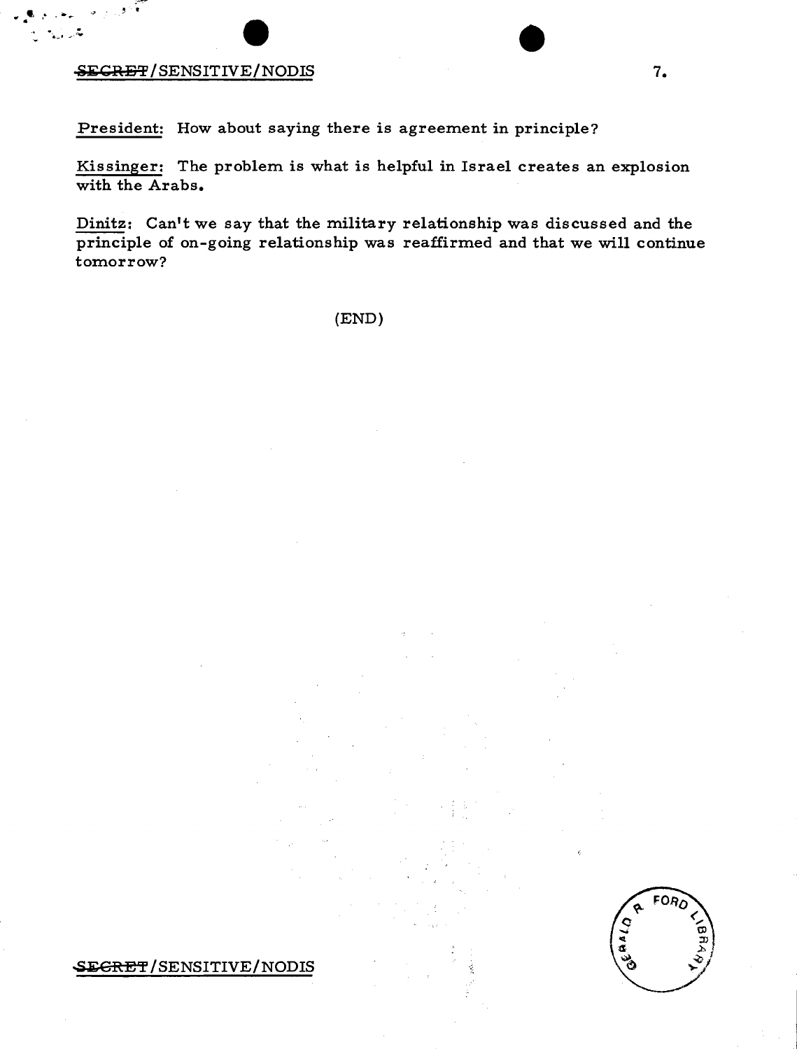President: How about saying there is agreement in principle?

Kissinger: The problem is what is helpful in Israel creates an explosion with the Arabs.

Dinitz: Can't we say that the military relationship was discussed and the principle of on-going relationship was reaffirmed and that we will continue tomorrow?

(END)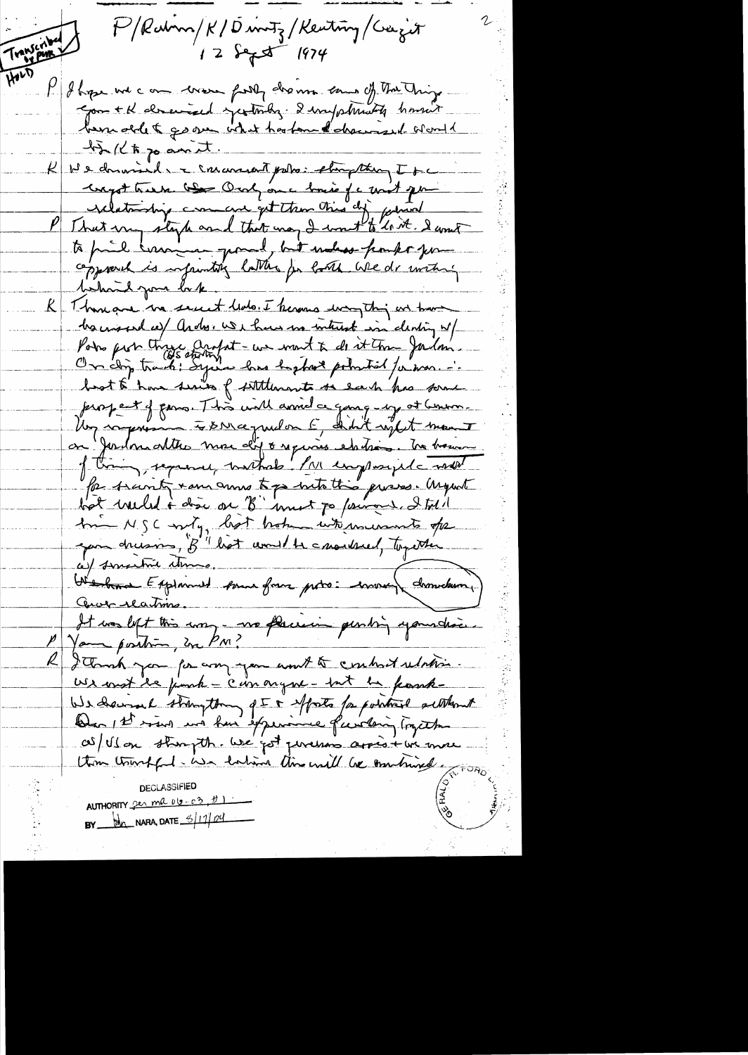Transcribed by PUR ✓

HOLD

P/Rabin/K/Dinitz/Keating/Gazit
12 Sept 1974

P I hope we can wrap fully down some of the things you + K discussed yesterday. I unfortunately haven't been able to go over what has been discussed. Would like K to go over it.

K We discussed a crescent plan: strengthening I + c Egypt there. Only one basis for what you relationship we can get them this kind of political

P That any step and that may I want to do it. I want to find common ground, but unless frank + you approach is infinitely better for both. We do nothing behind your back.

K There are no secret deals. I have everything we have discussed w/ Arabs. We have no interest in dealing w/ Pals—just these Arafat—we want to do it thru Jordan. On Egypt track: Syria has highest potential for war. ∴ best to have series of settlements so each has some prospect of gains. This will avoid a ganging-up at Geneva. Key impression is USG support on E, didn't suggest meant on Jordan—other more difficult + requires elections. We have no timing, sequence, methods. I'll emphasize need for secrecy + ammo to go into this process. Urgent list would + disc on "B" must go forward. I told him NSC went, but broken into increments after your decisions, "B" list would be considered, together w/ sensitive items.

We have Explained some four parts: money, domestic, Arab relations.

It was left this way—no decision pending your decision.

P Your position, Mr. PM?

R I thank you for any you want to contract relation. We want to be frank—can anyone—but be frank. We discussed strengthening of I + efforts for political settlement. Over 1st issue we have experience of working together w/ US on strength. We got generous assist + we were thankful. We believe this will be continued.

DECLASSIFIED
AUTHORITY per MR 06-03, #1
BY NARA, DATE 3/17/04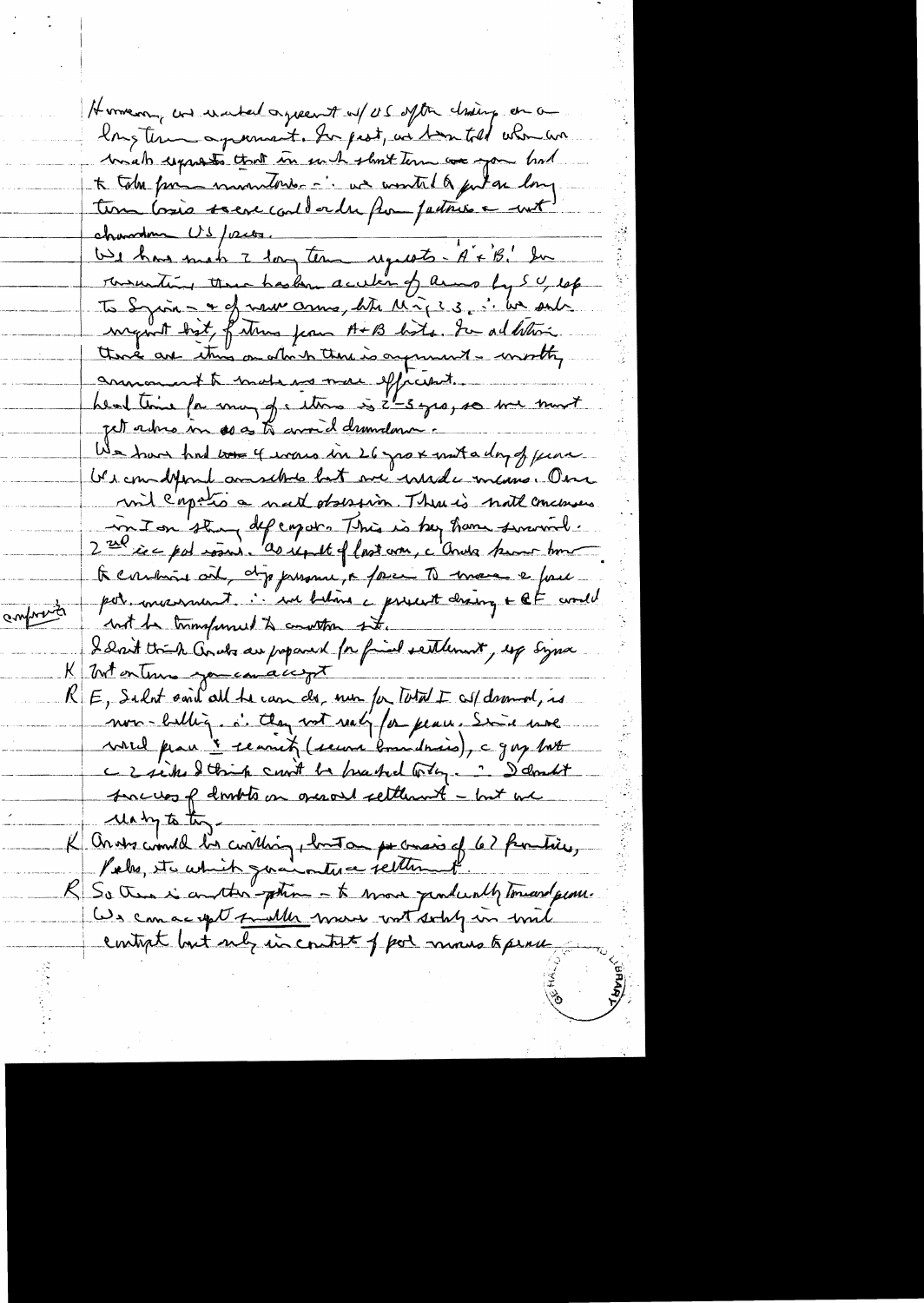However, we wanted agreement w/ US after doing on a long term agreement. In past, we have told when we made requests that in such short term you had to take from inventories – ∴ we wanted to put on long term basis so we could order from factories + not chardon US forces.

We have made 2 long term requests – 'A' + 'B'. In meantime there has been acceleration of arms by SU, esp to Syria – + of new arms, like Mig 23. ∴ We submit new list, future from A+B lists. In addition there are items on which there is agreement – mostly ammunition to make us more efficient.

Lead time for many of items is 2-3 yrs, so we must get orders in so as to avoid drawdown.

We have had 4 wars in 26 yrs + not a day of peace. We can defend ourselves but we need means. Our mil capability a natl obsession. There is natl consensus on Israel strong defense capability. This is key to our survival. 2nd issue pol issue. As result of last war, the Arabs have been able to combine oil, dip pressure, + force to move the peace

comparts

pol. movement. ∴ we believe present drawing + CE would not be transformed to another war.

I don't think Arabs are prepared for final settlement, esp Syria

K But on terms you can accept

R E, Sadat said all he can do, even for total I w/drawal, is non-belligerency. ∴ they not ready for peace. Since we need peace + security (secure boundaries), the gap between the 2 sides I think can't be bridged today. ∴ I doubt success of direct or overall settlement – but we ready to try.

K Arabs would be willing, but on basis of 67 frontiers, Pals, etc. which guarantee settlement.

R So there is another option – to move gradually toward peace. We can accept smaller moves not solely in mil context but only in context of pol moves to peace.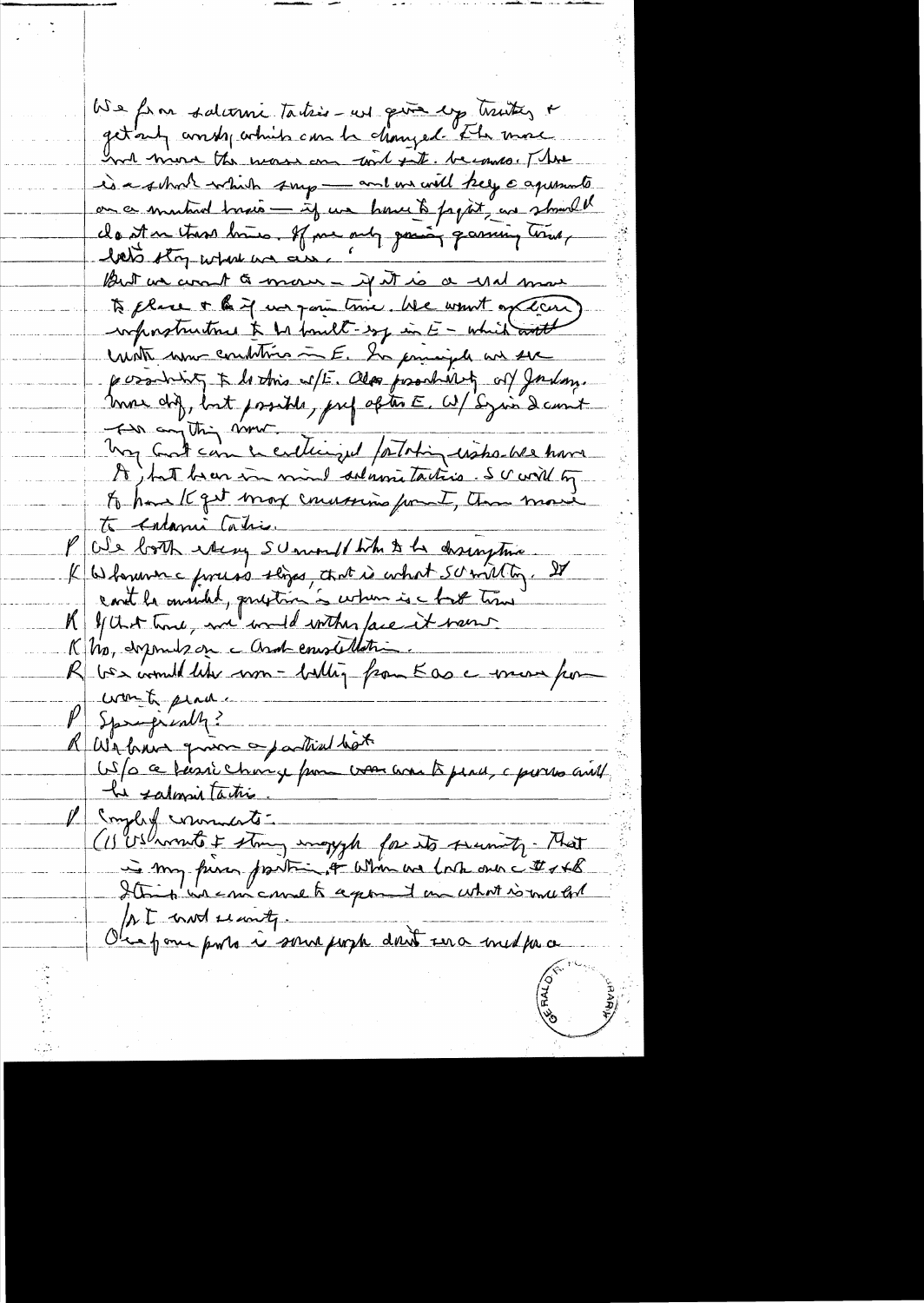We fear salami tactics – we give up territory & get only words which can be changed. The more - and more the moves are toward it. becomes. There is a shark which says — and we will keep c agreements on a mutual basis — if we have to fight, we should do it on these lines. If we only giving gaining time, let's stay where we are.

But we want to move – if it is a real move to peace & if we gain time. We want infrastructure to be built – esp in E – which will create new conditions in E. In principle we see possibility to do this w/E. Also possibility of Jordan. More diff, but possible, pref after E. W/ Syria I can't see anything now.

Why can't Golan be considered / potatoing issue. We have it, but bear in mind salami tactics. SU will try to have K get more concessions from I, then move to salami tactics.

P We both worry SU would like to be disruptive.

K Whenever process stops, that is what SU will try. It can't be avoided, question is when is a best time.

K If that time, we would rather face it now.

K No, depends on a conditions constellation.

R We would like non-belligerency from E as a move from war to peace.

P Specifically?

R We have given a partial list.

W/o a basic change from war to peace, c process will be salami tactics.

P Couple of comments:

(1) US wants I strong enough for its security. That is my firm position, & when we look over c # & $ I think we can come to agreement on what is needed for I and security.

Our firm posture is some people don't see a need for a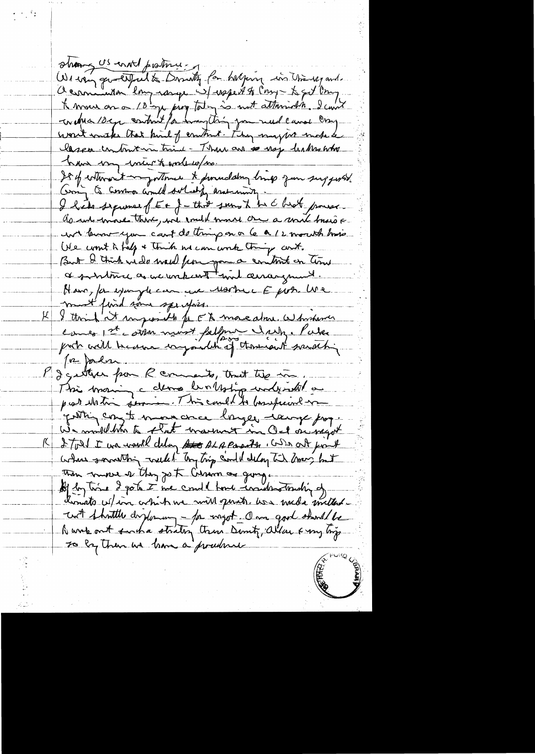strong US-USSR posture.

We very grateful to Dobrynin for helping in this regard. A communication long-range w/ respect to Cruise — to get Cruise to move on a 10 yr prog today is not attainable. I can't with a 10 yr control for everything you need cause Cruise won't make that kind of control. They might make a lesser control in time — There are so many bureaucratic hurdles in our system & work w/ us.

It if important my partner & foundation brings your suggest. Going to Comm would satisfy arms control.

I like sequence of E & J — that seems to be E best process. As we move there, we could move on a world basis & we know you can't do things on a 6 a 12 month basis. We want to help & think we can work things out. But I think we do need from you a control on time & substance as we work out final arrangement. How, for example can we work E prob. We must find some specifics.

K I think it impossible for EK move alone. Whichever comes 1st other must follow closely. Palestinian prob will become insoluble if there isn't something for Jordan.

P I gather from R comments, that this in. This morning c demo broadening only until a post election session. This could be beneficial in getting con to move on a longer range prog. We would like to start movement in Oct on negot.

K I told I we would delay ~~that~~ SALT Parade. We at point where something would be big trip could delay till Dec, but then more so they got Cairo as going.

By by time I got to Time we could have understanding of climate w/ in which we will operate. We made mistake — w/ shuttle diplomacy — for negot. One good should be to work out such a strategy there Dinitz, Allon & my trip so by then we have a procedure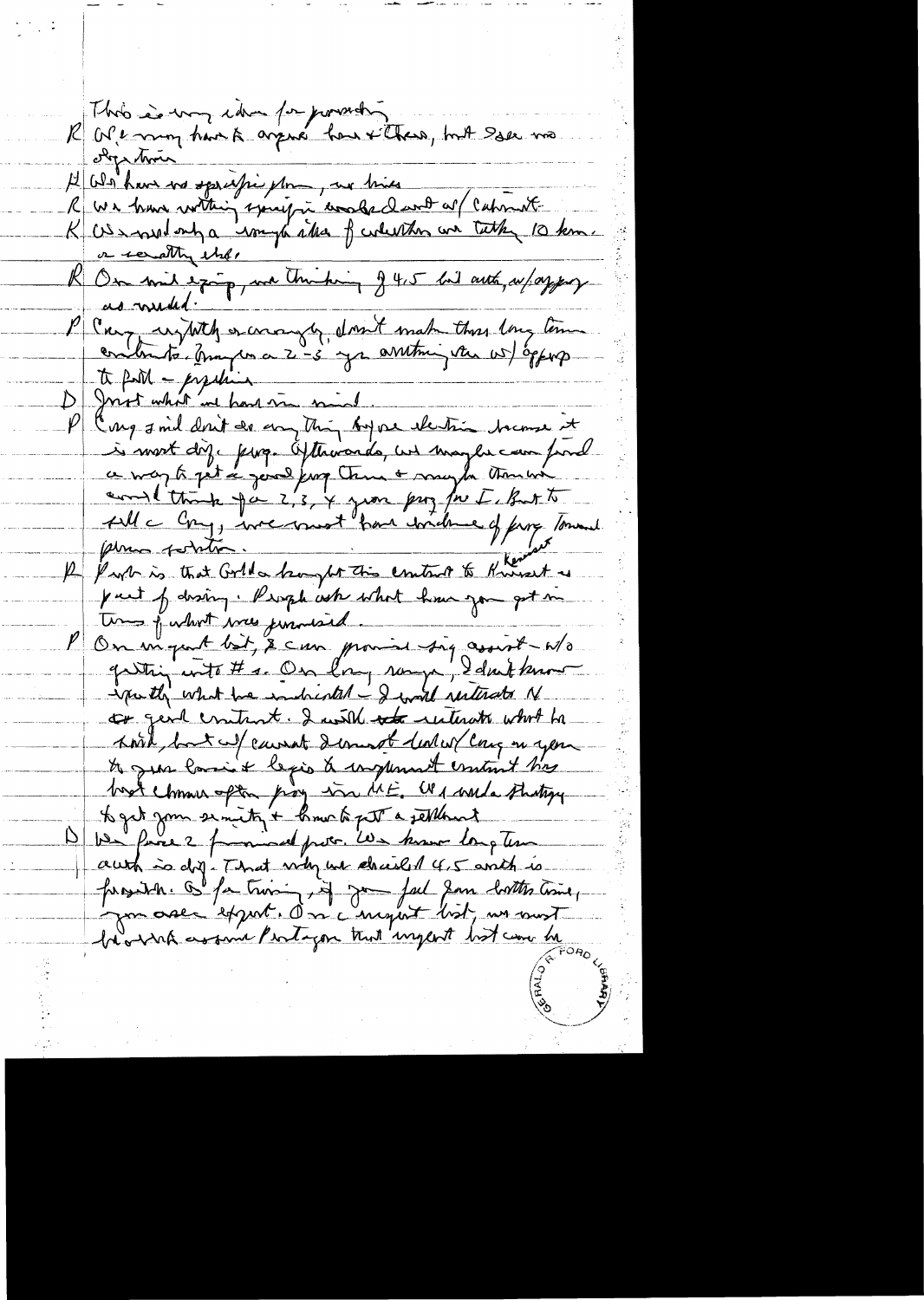This is very ideal for presenting

R We may have to argue here & there, but I see no objection

H We have no specific plan, we have

R We have nothing specific in words & not w/ Cabinet

K We need only a rough idea of whether we talk 10 km. or something else.

R On mil equip, we thinking of 4.5 bil auth, w/approp as needed.

P Cong, rightly or wrongly, don't make these long term contracts. Maybe on a 2-3 yr arrangement w/ approp to fill – pipeline

D Just what we had in mind.

P Cong I will don't do anything before election because it is most diff prog. Afterwards, we maybe can find a way to get a good prog thru & maybe then we could think of a 2, 3, 4 year prog for I. But to tell a Cong, we must have evidence of prog toward peace solution.

R Point is that Golda brought this contract to Knesset as part of dossier. People ask what have you got in terms of what was promised.

P On urgent list, I can promise big assist – w/o getting into #s. On long range, I don't know exactly what we indicated – I would reiterate N or good contract. I would reiterate what he said, but w/ current domest deal w/ Cong on you to give basic + legis to implement contract has best chance after prog in ME. We would strategy to get you security & how to get a settlement

D We face 2 financial prob. We know long term auth is dif. That why we decided 4.5 auth is possible. As for timing, if you feel some better time, you are expert. On urgent list, we must have and assume Pentagon that urgent list can be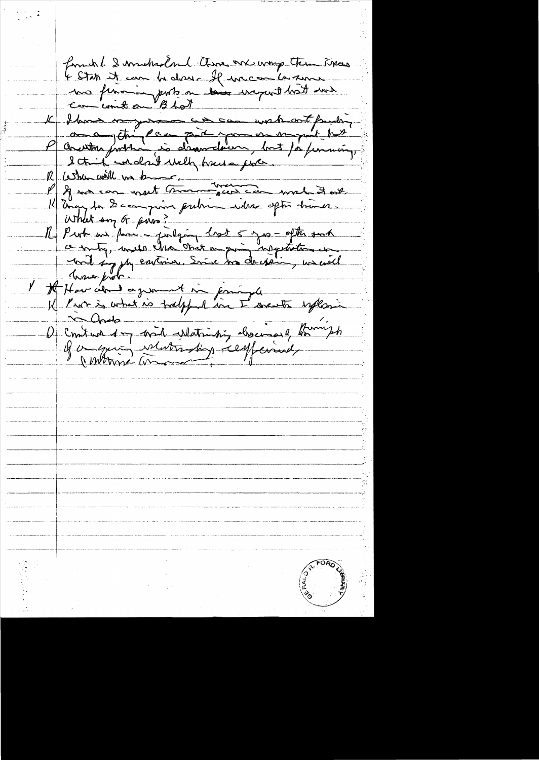formula. I understand there are many things [illegible] & State it can be done. If we can be sure no financing parts or those weapons that not committed on B list

K I have any reason we can work out funding on anything. I can give you an impact list.

P Another problem is drawdown, but for financing, I think we don't really have a prob.

R When will we know.

P If we can meet tomorrow, we can work it out.

K Going to Scan; going public with [illegible] after dinner. What say to press?

R Put no pressure - judging last 5 yrs - after such a meeting, would show that we going negotiations and supply continues. Since no decision, we will have prob.

P How about argument in principle

K Peres is what is helpful in I wants explain in Arab

D Cmt we say but relationship discussed, though of ongoing relationship reaffirmed, continuing commitment